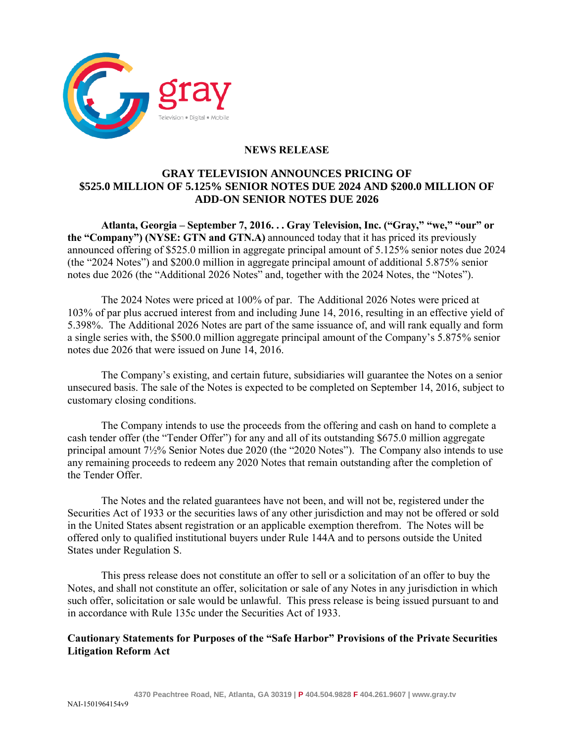gray

Television • Digital • Mobile

**NEWS RELEASE**

# GRAY TELEVISION ANNOUNCES PRICING OF $525.0 MILLION OF 5.125% SENIOR NOTES DUE 2024 AND $200.0 MILLION OF ADD-ON SENIOR NOTES DUE 2026

**Atlanta, Georgia – September 7, 2016. . . Gray Television, Inc. ("Gray," "we," "our" or the "Company") (NYSE: GTN and GTN.A)** announced today that it has priced its previously announced offering of $525.0 million in aggregate principal amount of 5.125% senior notes due 2024 (the "2024 Notes") and $200.0 million in aggregate principal amount of additional 5.875% senior notes due 2026 (the "Additional 2026 Notes" and, together with the 2024 Notes, the "Notes").

The 2024 Notes were priced at 100% of par. The Additional 2026 Notes were priced at 103% of par plus accrued interest from and including June 14, 2016, resulting in an effective yield of 5.398%. The Additional 2026 Notes are part of the same issuance of, and will rank equally and form a single series with, the $500.0 million aggregate principal amount of the Company's 5.875% senior notes due 2026 that were issued on June 14, 2016.

The Company's existing, and certain future, subsidiaries will guarantee the Notes on a senior unsecured basis. The sale of the Notes is expected to be completed on September 14, 2016, subject to customary closing conditions.

The Company intends to use the proceeds from the offering and cash on hand to complete a cash tender offer (the "Tender Offer") for any and all of its outstanding $675.0 million aggregate principal amount 7½% Senior Notes due 2020 (the "2020 Notes"). The Company also intends to use any remaining proceeds to redeem any 2020 Notes that remain outstanding after the completion of the Tender Offer.

The Notes and the related guarantees have not been, and will not be, registered under the Securities Act of 1933 or the securities laws of any other jurisdiction and may not be offered or sold in the United States absent registration or an applicable exemption therefrom. The Notes will be offered only to qualified institutional buyers under Rule 144A and to persons outside the United States under Regulation S.

This press release does not constitute an offer to sell or a solicitation of an offer to buy the Notes, and shall not constitute an offer, solicitation or sale of any Notes in any jurisdiction in which such offer, solicitation or sale would be unlawful. This press release is being issued pursuant to and in accordance with Rule 135c under the Securities Act of 1933.

## Cautionary Statements for Purposes of the "Safe Harbor" Provisions of the Private Securities Litigation Reform Act

4370 Peachtree Road, NE, Atlanta, GA 30319 | P 404.504.9828 F 404.261.9607 | www.gray.tv

NAI-1501964154v9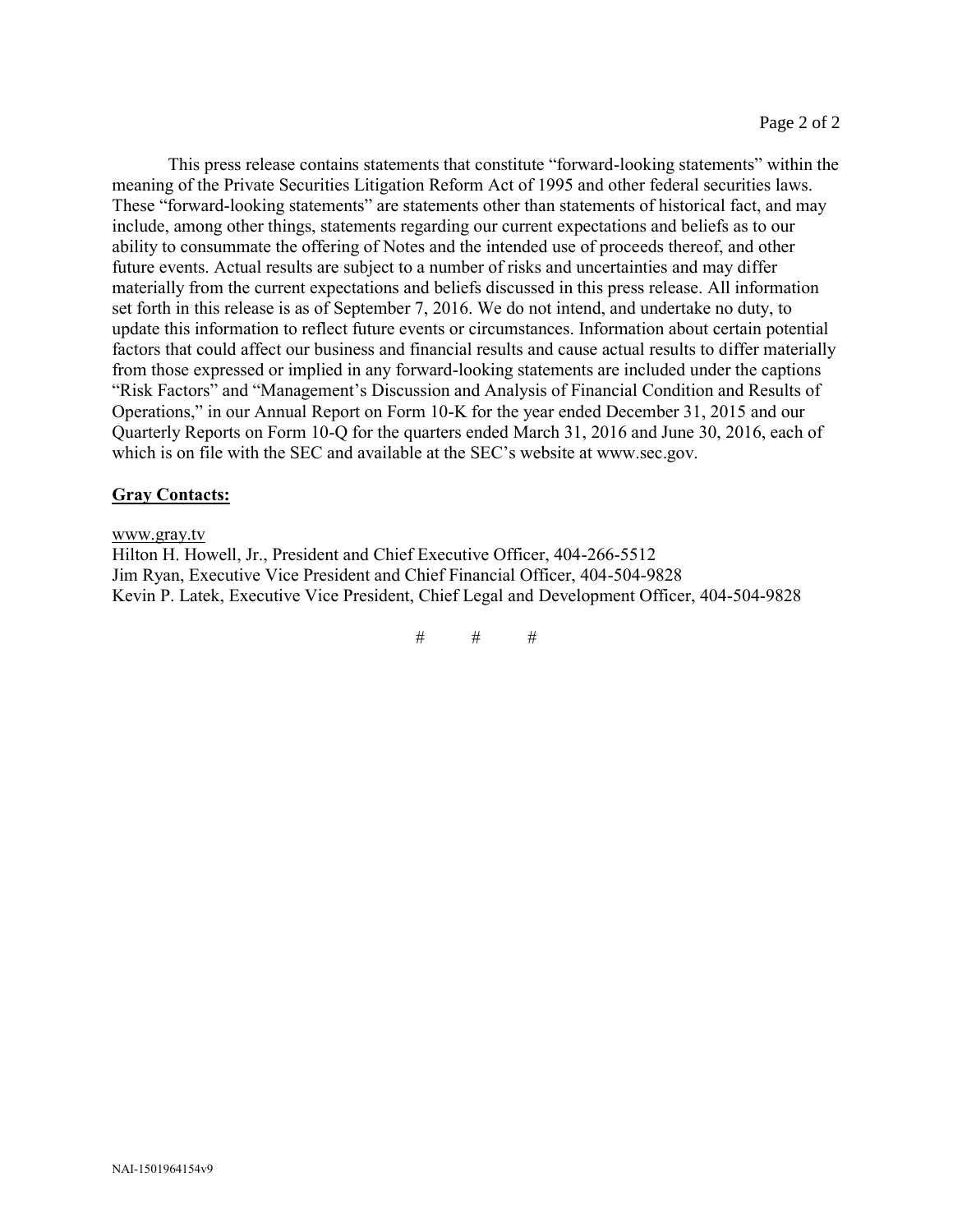This press release contains statements that constitute "forward-looking statements" within the meaning of the Private Securities Litigation Reform Act of 1995 and other federal securities laws. These "forward-looking statements" are statements other than statements of historical fact, and may include, among other things, statements regarding our current expectations and beliefs as to our ability to consummate the offering of Notes and the intended use of proceeds thereof, and other future events. Actual results are subject to a number of risks and uncertainties and may differ materially from the current expectations and beliefs discussed in this press release. All information set forth in this release is as of September 7, 2016. We do not intend, and undertake no duty, to update this information to reflect future events or circumstances. Information about certain potential factors that could affect our business and financial results and cause actual results to differ materially from those expressed or implied in any forward-looking statements are included under the captions "Risk Factors" and "Management's Discussion and Analysis of Financial Condition and Results of Operations," in our Annual Report on Form 10-K for the year ended December 31, 2015 and our Quarterly Reports on Form 10-Q for the quarters ended March 31, 2016 and June 30, 2016, each of which is on file with the SEC and available at the SEC's website at www.sec.gov.

**Gray Contacts:**

www.gray.tv
Hilton H. Howell, Jr., President and Chief Executive Officer, 404-266-5512
Jim Ryan, Executive Vice President and Chief Financial Officer, 404-504-9828
Kevin P. Latek, Executive Vice President, Chief Legal and Development Officer, 404-504-9828

\# # #

NAI-1501964154v9